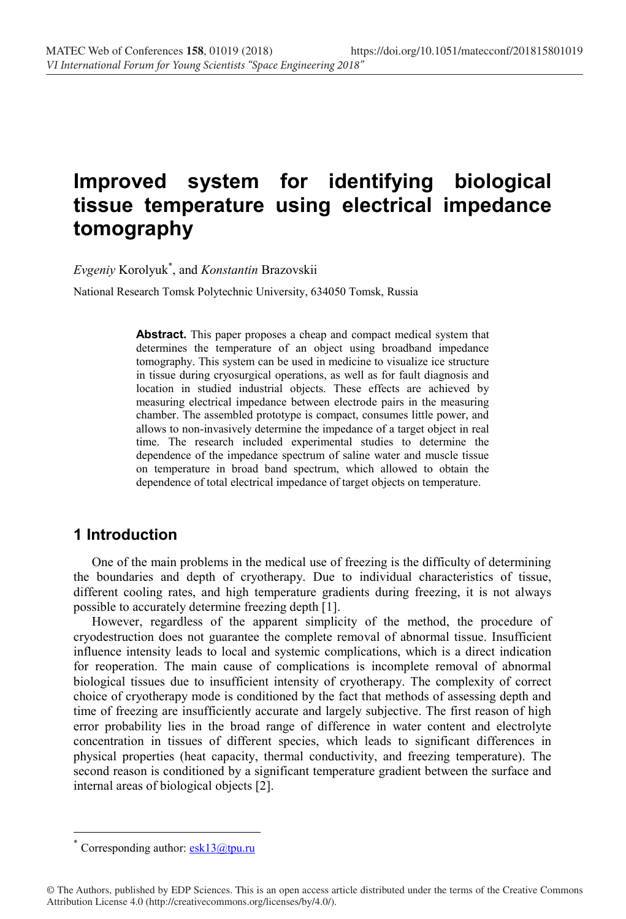# Improved system for identifying biological tissue temperature using electrical impedance tomography

*Evgeniy* Korolyuk[*], and *Konstantin* Brazovskii

National Research Tomsk Polytechnic University, 634050 Tomsk, Russia

**Abstract.** This paper proposes a cheap and compact medical system that determines the temperature of an object using broadband impedance tomography. This system can be used in medicine to visualize ice structure in tissue during cryosurgical operations, as well as for fault diagnosis and location in studied industrial objects. These effects are achieved by measuring electrical impedance between electrode pairs in the measuring chamber. The assembled prototype is compact, consumes little power, and allows to non-invasively determine the impedance of a target object in real time. The research included experimental studies to determine the dependence of the impedance spectrum of saline water and muscle tissue on temperature in broad band spectrum, which allowed to obtain the dependence of total electrical impedance of target objects on temperature.

## 1 Introduction

One of the main problems in the medical use of freezing is the difficulty of determining the boundaries and depth of cryotherapy. Due to individual characteristics of tissue, different cooling rates, and high temperature gradients during freezing, it is not always possible to accurately determine freezing depth [1].

However, regardless of the apparent simplicity of the method, the procedure of cryodestruction does not guarantee the complete removal of abnormal tissue. Insufficient influence intensity leads to local and systemic complications, which is a direct indication for reoperation. The main cause of complications is incomplete removal of abnormal biological tissues due to insufficient intensity of cryotherapy. The complexity of correct choice of cryotherapy mode is conditioned by the fact that methods of assessing depth and time of freezing are insufficiently accurate and largely subjective. The first reason of high error probability lies in the broad range of difference in water content and electrolyte concentration in tissues of different species, which leads to significant differences in physical properties (heat capacity, thermal conductivity, and freezing temperature). The second reason is conditioned by a significant temperature gradient between the surface and internal areas of biological objects [2].

[*] Corresponding author: esk13@tpu.ru

© The Authors, published by EDP Sciences. This is an open access article distributed under the terms of the Creative Commons Attribution License 4.0 (http://creativecommons.org/licenses/by/4.0/).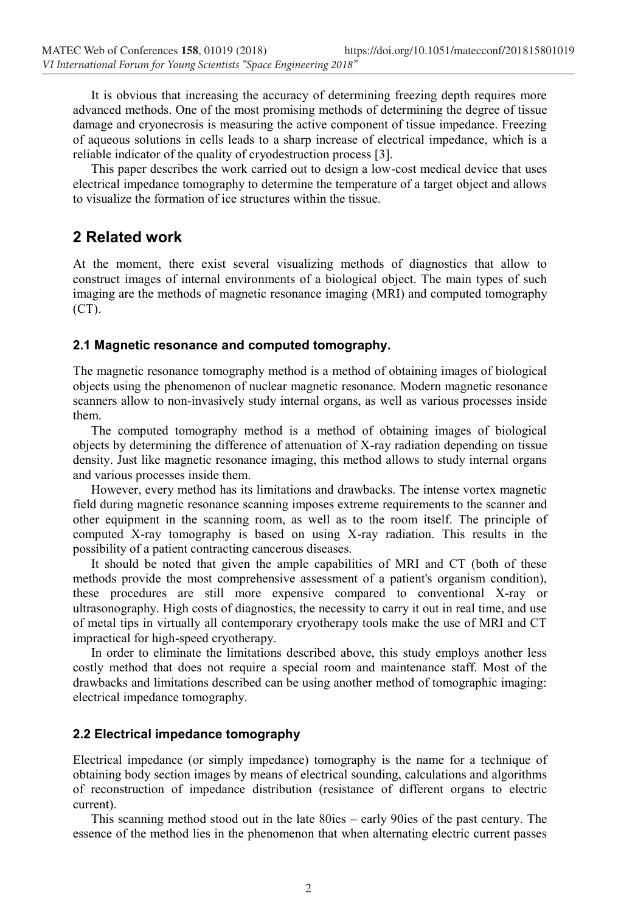It is obvious that increasing the accuracy of determining freezing depth requires more advanced methods. One of the most promising methods of determining the degree of tissue damage and cryonecrosis is measuring the active component of tissue impedance. Freezing of aqueous solutions in cells leads to a sharp increase of electrical impedance, which is a reliable indicator of the quality of cryodestruction process [3].

This paper describes the work carried out to design a low-cost medical device that uses electrical impedance tomography to determine the temperature of a target object and allows to visualize the formation of ice structures within the tissue.

## 2 Related work

At the moment, there exist several visualizing methods of diagnostics that allow to construct images of internal environments of a biological object. The main types of such imaging are the methods of magnetic resonance imaging (MRI) and computed tomography (CT).

### 2.1 Magnetic resonance and computed tomography.

The magnetic resonance tomography method is a method of obtaining images of biological objects using the phenomenon of nuclear magnetic resonance. Modern magnetic resonance scanners allow to non-invasively study internal organs, as well as various processes inside them.

The computed tomography method is a method of obtaining images of biological objects by determining the difference of attenuation of X-ray radiation depending on tissue density. Just like magnetic resonance imaging, this method allows to study internal organs and various processes inside them.

However, every method has its limitations and drawbacks. The intense vortex magnetic field during magnetic resonance scanning imposes extreme requirements to the scanner and other equipment in the scanning room, as well as to the room itself. The principle of computed X-ray tomography is based on using X-ray radiation. This results in the possibility of a patient contracting cancerous diseases.

It should be noted that given the ample capabilities of MRI and CT (both of these methods provide the most comprehensive assessment of a patient's organism condition), these procedures are still more expensive compared to conventional X-ray or ultrasonography. High costs of diagnostics, the necessity to carry it out in real time, and use of metal tips in virtually all contemporary cryotherapy tools make the use of MRI and CT impractical for high-speed cryotherapy.

In order to eliminate the limitations described above, this study employs another less costly method that does not require a special room and maintenance staff. Most of the drawbacks and limitations described can be using another method of tomographic imaging: electrical impedance tomography.

### 2.2 Electrical impedance tomography

Electrical impedance (or simply impedance) tomography is the name for a technique of obtaining body section images by means of electrical sounding, calculations and algorithms of reconstruction of impedance distribution (resistance of different organs to electric current).

This scanning method stood out in the late 80ies – early 90ies of the past century. The essence of the method lies in the phenomenon that when alternating electric current passes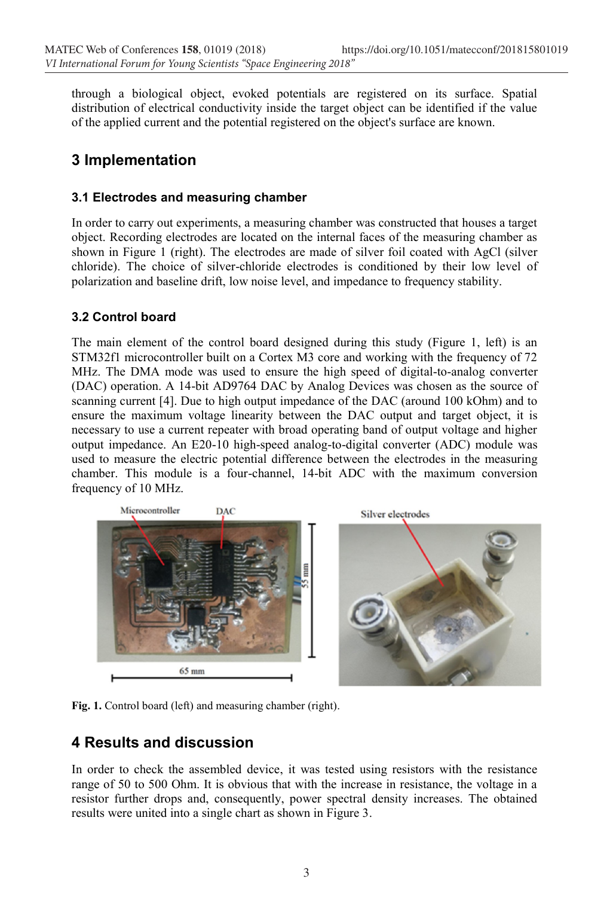through a biological object, evoked potentials are registered on its surface. Spatial distribution of electrical conductivity inside the target object can be identified if the value of the applied current and the potential registered on the object's surface are known.

## 3 Implementation

### 3.1 Electrodes and measuring chamber

In order to carry out experiments, a measuring chamber was constructed that houses a target object. Recording electrodes are located on the internal faces of the measuring chamber as shown in Figure 1 (right). The electrodes are made of silver foil coated with AgCl (silver chloride). The choice of silver-chloride electrodes is conditioned by their low level of polarization and baseline drift, low noise level, and impedance to frequency stability.

### 3.2 Control board

The main element of the control board designed during this study (Figure 1, left) is an STM32f1 microcontroller built on a Cortex M3 core and working with the frequency of 72 MHz. The DMA mode was used to ensure the high speed of digital-to-analog converter (DAC) operation. A 14-bit AD9764 DAC by Analog Devices was chosen as the source of scanning current [4]. Due to high output impedance of the DAC (around 100 kOhm) and to ensure the maximum voltage linearity between the DAC output and target object, it is necessary to use a current repeater with broad operating band of output voltage and higher output impedance. An E20-10 high-speed analog-to-digital converter (ADC) module was used to measure the electric potential difference between the electrodes in the measuring chamber. This module is a four-channel, 14-bit ADC with the maximum conversion frequency of 10 MHz.

**Fig. 1.** Control board (left) and measuring chamber (right).

## 4 Results and discussion

In order to check the assembled device, it was tested using resistors with the resistance range of 50 to 500 Ohm. It is obvious that with the increase in resistance, the voltage in a resistor further drops and, consequently, power spectral density increases. The obtained results were united into a single chart as shown in Figure 3.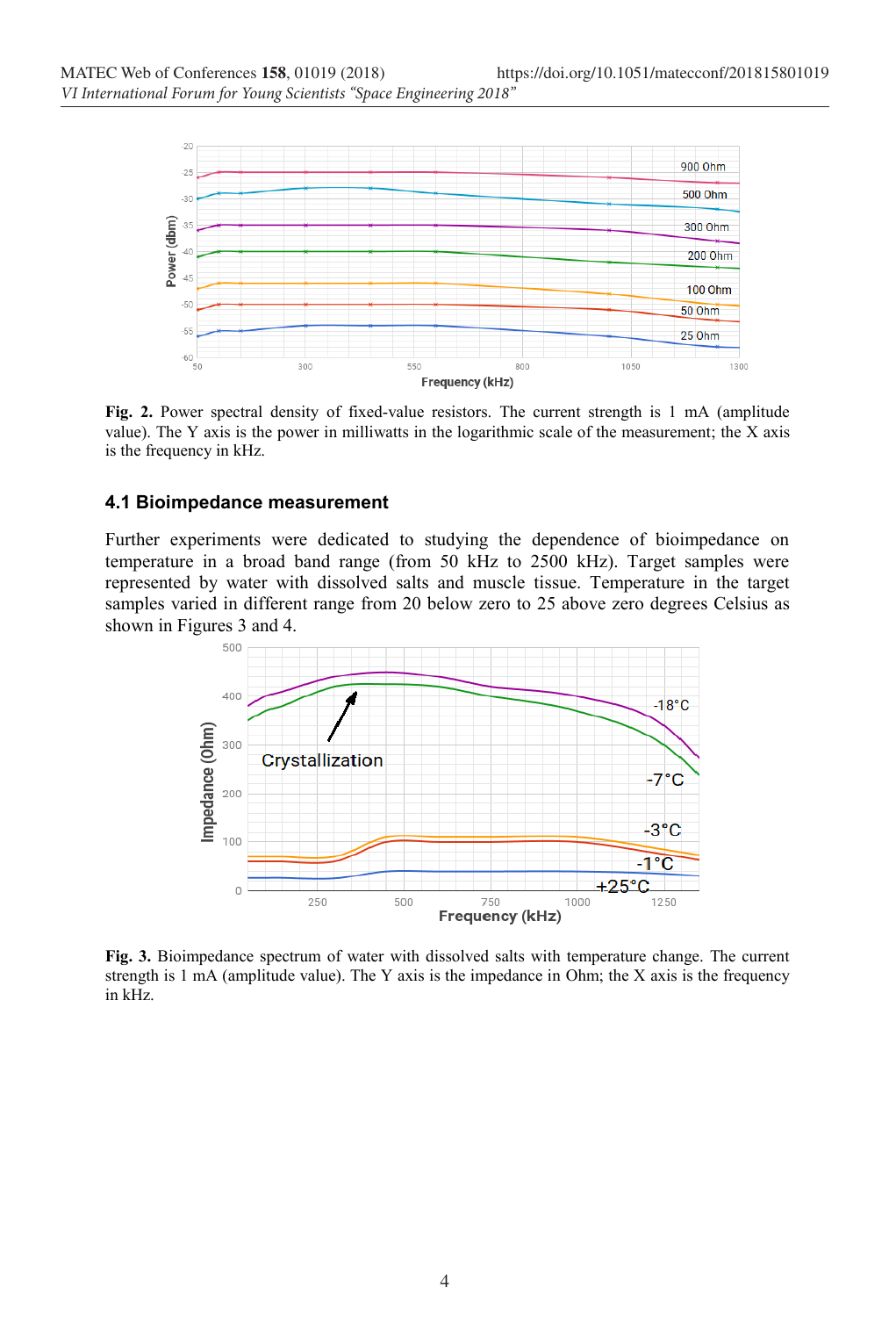**Fig. 2.** Power spectral density of fixed-value resistors. The current strength is 1 mA (amplitude value). The Y axis is the power in milliwatts in the logarithmic scale of the measurement; the X axis is the frequency in kHz.

### 4.1 Bioimpedance measurement

Further experiments were dedicated to studying the dependence of bioimpedance on temperature in a broad band range (from 50 kHz to 2500 kHz). Target samples were represented by water with dissolved salts and muscle tissue. Temperature in the target samples varied in different range from 20 below zero to 25 above zero degrees Celsius as shown in Figures 3 and 4.

**Fig. 3.** Bioimpedance spectrum of water with dissolved salts with temperature change. The current strength is 1 mA (amplitude value). The Y axis is the impedance in Ohm; the X axis is the frequency in kHz.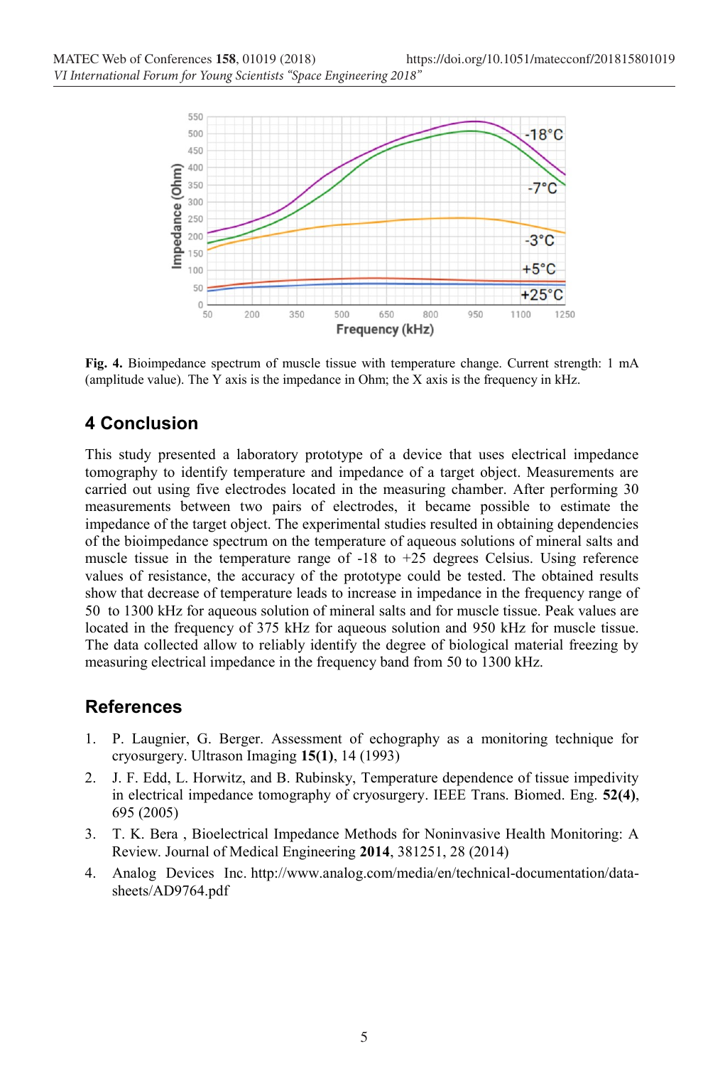550
500
450
400
350
300
250
200
150
100
50
0

Impedance (Ohm)

50 200 350 500 650 800 950 1100 1250

Frequency (kHz)

-18°C
-7°C
-3°C
+5°C
+25°C

**Fig. 4.** Bioimpedance spectrum of muscle tissue with temperature change. Current strength: 1 mA (amplitude value). The Y axis is the impedance in Ohm; the X axis is the frequency in kHz.

## 4 Conclusion

This study presented a laboratory prototype of a device that uses electrical impedance tomography to identify temperature and impedance of a target object. Measurements are carried out using five electrodes located in the measuring chamber. After performing 30 measurements between two pairs of electrodes, it became possible to estimate the impedance of the target object. The experimental studies resulted in obtaining dependencies of the bioimpedance spectrum on the temperature of aqueous solutions of mineral salts and muscle tissue in the temperature range of -18 to +25 degrees Celsius. Using reference values of resistance, the accuracy of the prototype could be tested. The obtained results show that decrease of temperature leads to increase in impedance in the frequency range of 50 to 1300 kHz for aqueous solution of mineral salts and for muscle tissue. Peak values are located in the frequency of 375 kHz for aqueous solution and 950 kHz for muscle tissue. The data collected allow to reliably identify the degree of biological material freezing by measuring electrical impedance in the frequency band from 50 to 1300 kHz.

## References

1. P. Laugnier, G. Berger. Assessment of echography as a monitoring technique for cryosurgery. Ultrason Imaging **15(1)**, 14 (1993)
2. J. F. Edd, L. Horwitz, and B. Rubinsky, Temperature dependence of tissue impedivity in electrical impedance tomography of cryosurgery. IEEE Trans. Biomed. Eng. **52(4)**, 695 (2005)
3. T. K. Bera , Bioelectrical Impedance Methods for Noninvasive Health Monitoring: A Review. Journal of Medical Engineering **2014**, 381251, 28 (2014)
4. Analog Devices Inc. http://www.analog.com/media/en/technical-documentation/data-sheets/AD9764.pdf